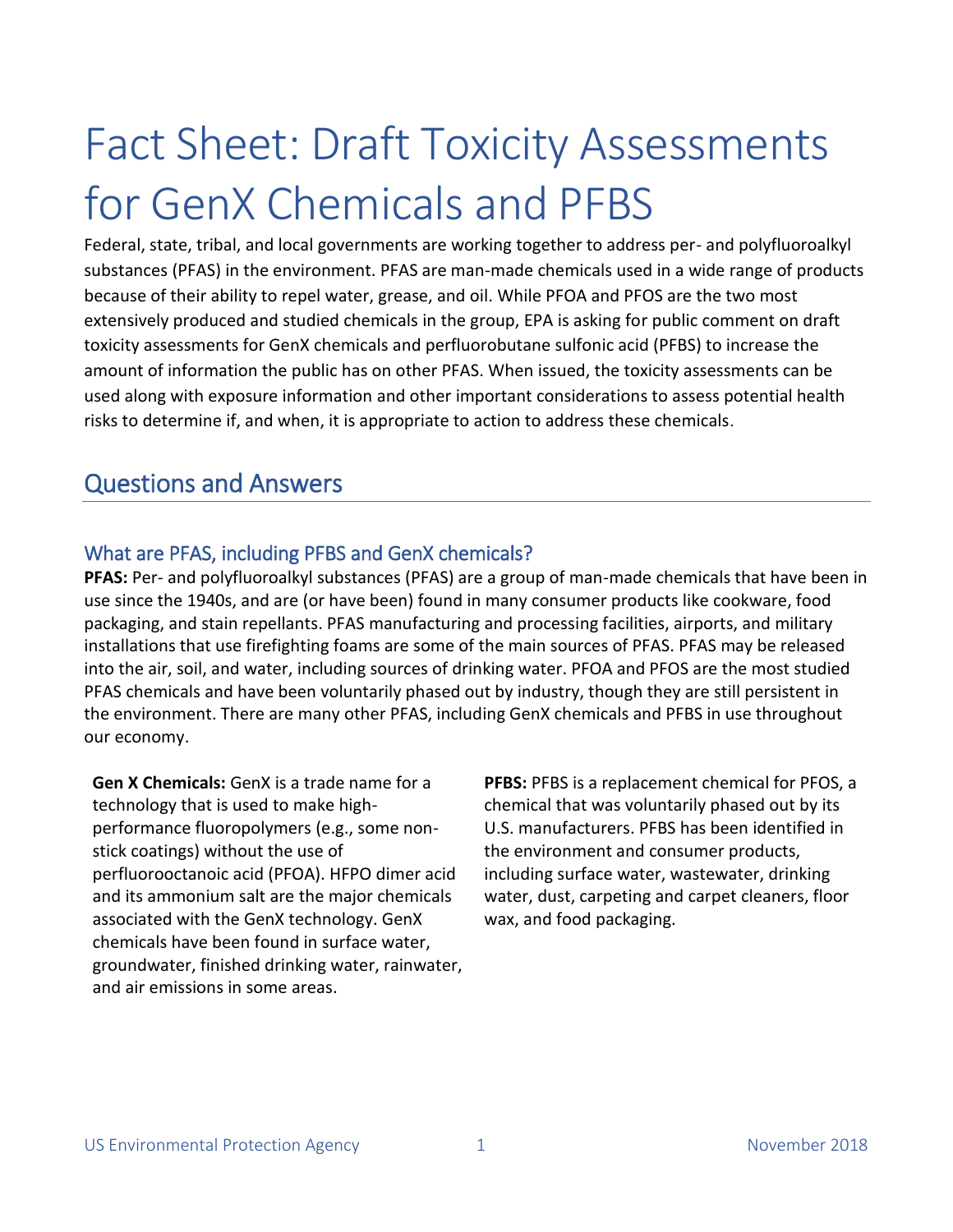# Fact Sheet: Draft Toxicity Assessments for GenX Chemicals and PFBS

Federal, state, tribal, and local governments are working together to address per- and polyfluoroalkyl substances (PFAS) in the environment. PFAS are man-made chemicals used in a wide range of products because of their ability to repel water, grease, and oil. While PFOA and PFOS are the two most extensively produced and studied chemicals in the group, EPA is asking for public comment on draft toxicity assessments for GenX chemicals and perfluorobutane sulfonic acid (PFBS) to increase the amount of information the public has on other PFAS. When issued, the toxicity assessments can be used along with exposure information and other important considerations to assess potential health risks to determine if, and when, it is appropriate to action to address these chemicals.

## Questions and Answers

### What are PFAS, including PFBS and GenX chemicals?

**PFAS:** Per- and polyfluoroalkyl substances (PFAS) are a group of man-made chemicals that have been in use since the 1940s, and are (or have been) found in many consumer products like cookware, food packaging, and stain repellants. PFAS manufacturing and processing facilities, airports, and military installations that use firefighting foams are some of the main sources of PFAS. PFAS may be released into the air, soil, and water, including sources of drinking water. PFOA and PFOS are the most studied PFAS chemicals and have been voluntarily phased out by industry, though they are still persistent in the environment. There are many other PFAS, including GenX chemicals and PFBS in use throughout our economy.

**Gen X Chemicals:** GenX is a trade name for a technology that is used to make high-performance fluoropolymers (e.g., some non-stick coatings) without the use of perfluorooctanoic acid (PFOA). HFPO dimer acid and its ammonium salt are the major chemicals associated with the GenX technology. GenX chemicals have been found in surface water, groundwater, finished drinking water, rainwater, and air emissions in some areas.

**PFBS:** PFBS is a replacement chemical for PFOS, a chemical that was voluntarily phased out by its U.S. manufacturers. PFBS has been identified in the environment and consumer products, including surface water, wastewater, drinking water, dust, carpeting and carpet cleaners, floor wax, and food packaging.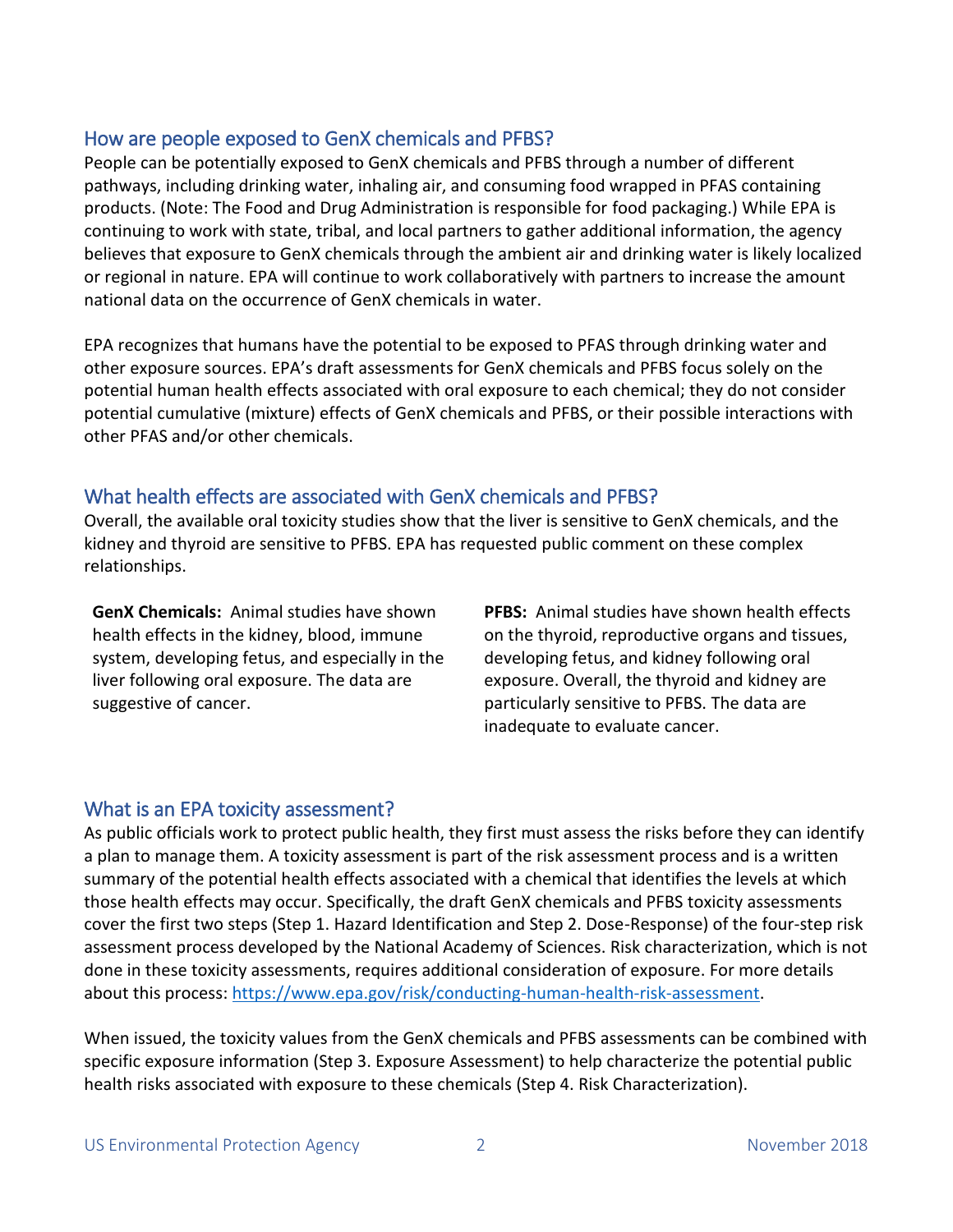## How are people exposed to GenX chemicals and PFBS?

People can be potentially exposed to GenX chemicals and PFBS through a number of different pathways, including drinking water, inhaling air, and consuming food wrapped in PFAS containing products. (Note: The Food and Drug Administration is responsible for food packaging.) While EPA is continuing to work with state, tribal, and local partners to gather additional information, the agency believes that exposure to GenX chemicals through the ambient air and drinking water is likely localized or regional in nature. EPA will continue to work collaboratively with partners to increase the amount national data on the occurrence of GenX chemicals in water.

EPA recognizes that humans have the potential to be exposed to PFAS through drinking water and other exposure sources. EPA's draft assessments for GenX chemicals and PFBS focus solely on the potential human health effects associated with oral exposure to each chemical; they do not consider potential cumulative (mixture) effects of GenX chemicals and PFBS, or their possible interactions with other PFAS and/or other chemicals.

## What health effects are associated with GenX chemicals and PFBS?

Overall, the available oral toxicity studies show that the liver is sensitive to GenX chemicals, and the kidney and thyroid are sensitive to PFBS. EPA has requested public comment on these complex relationships.

**GenX Chemicals:** Animal studies have shown health effects in the kidney, blood, immune system, developing fetus, and especially in the liver following oral exposure. The data are suggestive of cancer.

**PFBS:** Animal studies have shown health effects on the thyroid, reproductive organs and tissues, developing fetus, and kidney following oral exposure. Overall, the thyroid and kidney are particularly sensitive to PFBS. The data are inadequate to evaluate cancer.

## What is an EPA toxicity assessment?

As public officials work to protect public health, they first must assess the risks before they can identify a plan to manage them. A toxicity assessment is part of the risk assessment process and is a written summary of the potential health effects associated with a chemical that identifies the levels at which those health effects may occur. Specifically, the draft GenX chemicals and PFBS toxicity assessments cover the first two steps (Step 1. Hazard Identification and Step 2. Dose-Response) of the four-step risk assessment process developed by the National Academy of Sciences. Risk characterization, which is not done in these toxicity assessments, requires additional consideration of exposure. For more details about this process: https://www.epa.gov/risk/conducting-human-health-risk-assessment.

When issued, the toxicity values from the GenX chemicals and PFBS assessments can be combined with specific exposure information (Step 3. Exposure Assessment) to help characterize the potential public health risks associated with exposure to these chemicals (Step 4. Risk Characterization).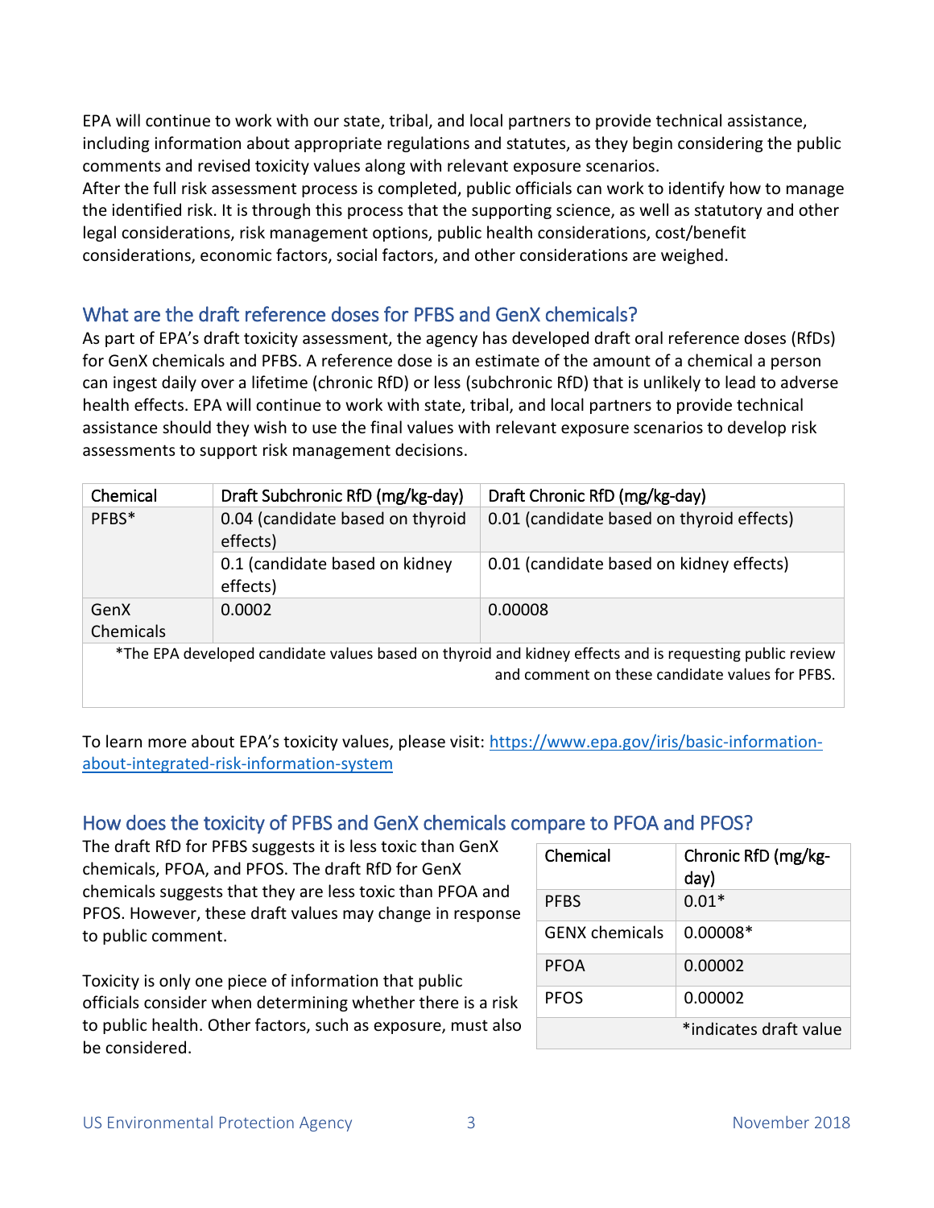EPA will continue to work with our state, tribal, and local partners to provide technical assistance, including information about appropriate regulations and statutes, as they begin considering the public comments and revised toxicity values along with relevant exposure scenarios.
After the full risk assessment process is completed, public officials can work to identify how to manage the identified risk. It is through this process that the supporting science, as well as statutory and other legal considerations, risk management options, public health considerations, cost/benefit considerations, economic factors, social factors, and other considerations are weighed.

## What are the draft reference doses for PFBS and GenX chemicals?

As part of EPA's draft toxicity assessment, the agency has developed draft oral reference doses (RfDs) for GenX chemicals and PFBS. A reference dose is an estimate of the amount of a chemical a person can ingest daily over a lifetime (chronic RfD) or less (subchronic RfD) that is unlikely to lead to adverse health effects. EPA will continue to work with state, tribal, and local partners to provide technical assistance should they wish to use the final values with relevant exposure scenarios to develop risk assessments to support risk management decisions.

| Chemical | Draft Subchronic RfD (mg/kg-day) | Draft Chronic RfD (mg/kg-day) |
|---|---|---|
| PFBS* | 0.04 (candidate based on thyroid effects) | 0.01 (candidate based on thyroid effects) |
| | 0.1 (candidate based on kidney effects) | 0.01 (candidate based on kidney effects) |
| GenX Chemicals | 0.0002 | 0.00008 |

*The EPA developed candidate values based on thyroid and kidney effects and is requesting public review and comment on these candidate values for PFBS.

To learn more about EPA's toxicity values, please visit: [https://www.epa.gov/iris/basic-information-about-integrated-risk-information-system](https://www.epa.gov/iris/basic-information-about-integrated-risk-information-system)

## How does the toxicity of PFBS and GenX chemicals compare to PFOA and PFOS?

The draft RfD for PFBS suggests it is less toxic than GenX chemicals, PFOA, and PFOS. The draft RfD for GenX chemicals suggests that they are less toxic than PFOA and PFOS. However, these draft values may change in response to public comment.

Toxicity is only one piece of information that public officials consider when determining whether there is a risk to public health. Other factors, such as exposure, must also be considered.

| Chemical | Chronic RfD (mg/kg-day) |
|---|---|
| PFBS | 0.01* |
| GENX chemicals | 0.00008* |
| PFOA | 0.00002 |
| PFOS | 0.00002 |

*indicates draft value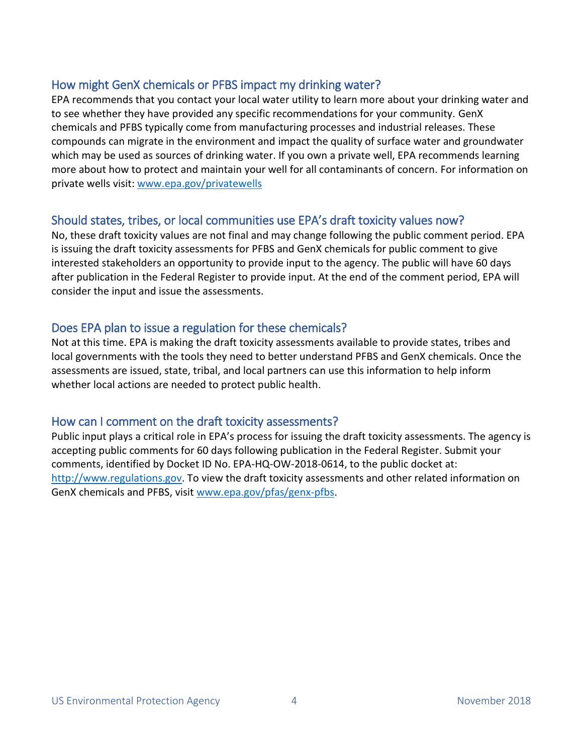## How might GenX chemicals or PFBS impact my drinking water?

EPA recommends that you contact your local water utility to learn more about your drinking water and to see whether they have provided any specific recommendations for your community. GenX chemicals and PFBS typically come from manufacturing processes and industrial releases. These compounds can migrate in the environment and impact the quality of surface water and groundwater which may be used as sources of drinking water. If you own a private well, EPA recommends learning more about how to protect and maintain your well for all contaminants of concern. For information on private wells visit: [www.epa.gov/privatewells](www.epa.gov/privatewells)

## Should states, tribes, or local communities use EPA's draft toxicity values now?

No, these draft toxicity values are not final and may change following the public comment period. EPA is issuing the draft toxicity assessments for PFBS and GenX chemicals for public comment to give interested stakeholders an opportunity to provide input to the agency. The public will have 60 days after publication in the Federal Register to provide input. At the end of the comment period, EPA will consider the input and issue the assessments.

## Does EPA plan to issue a regulation for these chemicals?

Not at this time. EPA is making the draft toxicity assessments available to provide states, tribes and local governments with the tools they need to better understand PFBS and GenX chemicals. Once the assessments are issued, state, tribal, and local partners can use this information to help inform whether local actions are needed to protect public health.

## How can I comment on the draft toxicity assessments?

Public input plays a critical role in EPA's process for issuing the draft toxicity assessments. The agency is accepting public comments for 60 days following publication in the Federal Register. Submit your comments, identified by Docket ID No. EPA-HQ-OW-2018-0614, to the public docket at: [http://www.regulations.gov](http://www.regulations.gov). To view the draft toxicity assessments and other related information on GenX chemicals and PFBS, visit [www.epa.gov/pfas/genx-pfbs](www.epa.gov/pfas/genx-pfbs).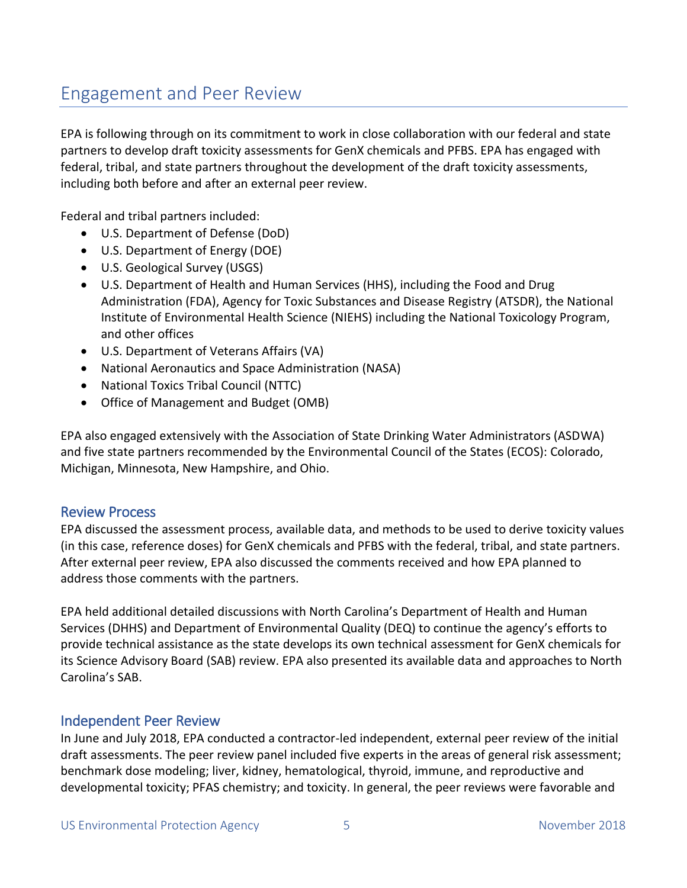# Engagement and Peer Review

EPA is following through on its commitment to work in close collaboration with our federal and state partners to develop draft toxicity assessments for GenX chemicals and PFBS. EPA has engaged with federal, tribal, and state partners throughout the development of the draft toxicity assessments, including both before and after an external peer review.

Federal and tribal partners included:

- U.S. Department of Defense (DoD)
- U.S. Department of Energy (DOE)
- U.S. Geological Survey (USGS)
- U.S. Department of Health and Human Services (HHS), including the Food and Drug Administration (FDA), Agency for Toxic Substances and Disease Registry (ATSDR), the National Institute of Environmental Health Science (NIEHS) including the National Toxicology Program, and other offices
- U.S. Department of Veterans Affairs (VA)
- National Aeronautics and Space Administration (NASA)
- National Toxics Tribal Council (NTTC)
- Office of Management and Budget (OMB)

EPA also engaged extensively with the Association of State Drinking Water Administrators (ASDWA) and five state partners recommended by the Environmental Council of the States (ECOS): Colorado, Michigan, Minnesota, New Hampshire, and Ohio.

## Review Process

EPA discussed the assessment process, available data, and methods to be used to derive toxicity values (in this case, reference doses) for GenX chemicals and PFBS with the federal, tribal, and state partners. After external peer review, EPA also discussed the comments received and how EPA planned to address those comments with the partners.

EPA held additional detailed discussions with North Carolina's Department of Health and Human Services (DHHS) and Department of Environmental Quality (DEQ) to continue the agency's efforts to provide technical assistance as the state develops its own technical assessment for GenX chemicals for its Science Advisory Board (SAB) review. EPA also presented its available data and approaches to North Carolina's SAB.

## Independent Peer Review

In June and July 2018, EPA conducted a contractor-led independent, external peer review of the initial draft assessments. The peer review panel included five experts in the areas of general risk assessment; benchmark dose modeling; liver, kidney, hematological, thyroid, immune, and reproductive and developmental toxicity; PFAS chemistry; and toxicity. In general, the peer reviews were favorable and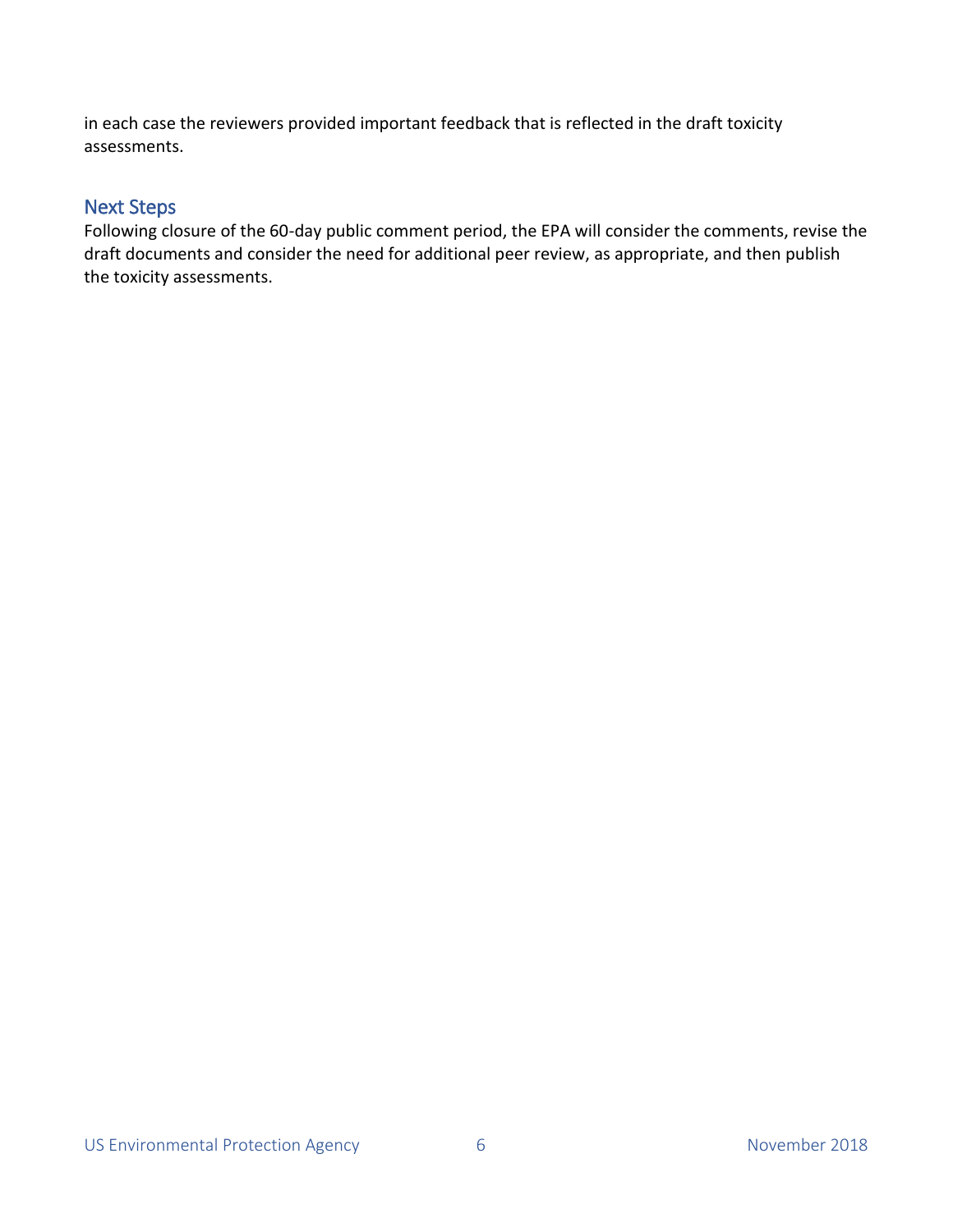in each case the reviewers provided important feedback that is reflected in the draft toxicity assessments.

## Next Steps

Following closure of the 60-day public comment period, the EPA will consider the comments, revise the draft documents and consider the need for additional peer review, as appropriate, and then publish the toxicity assessments.